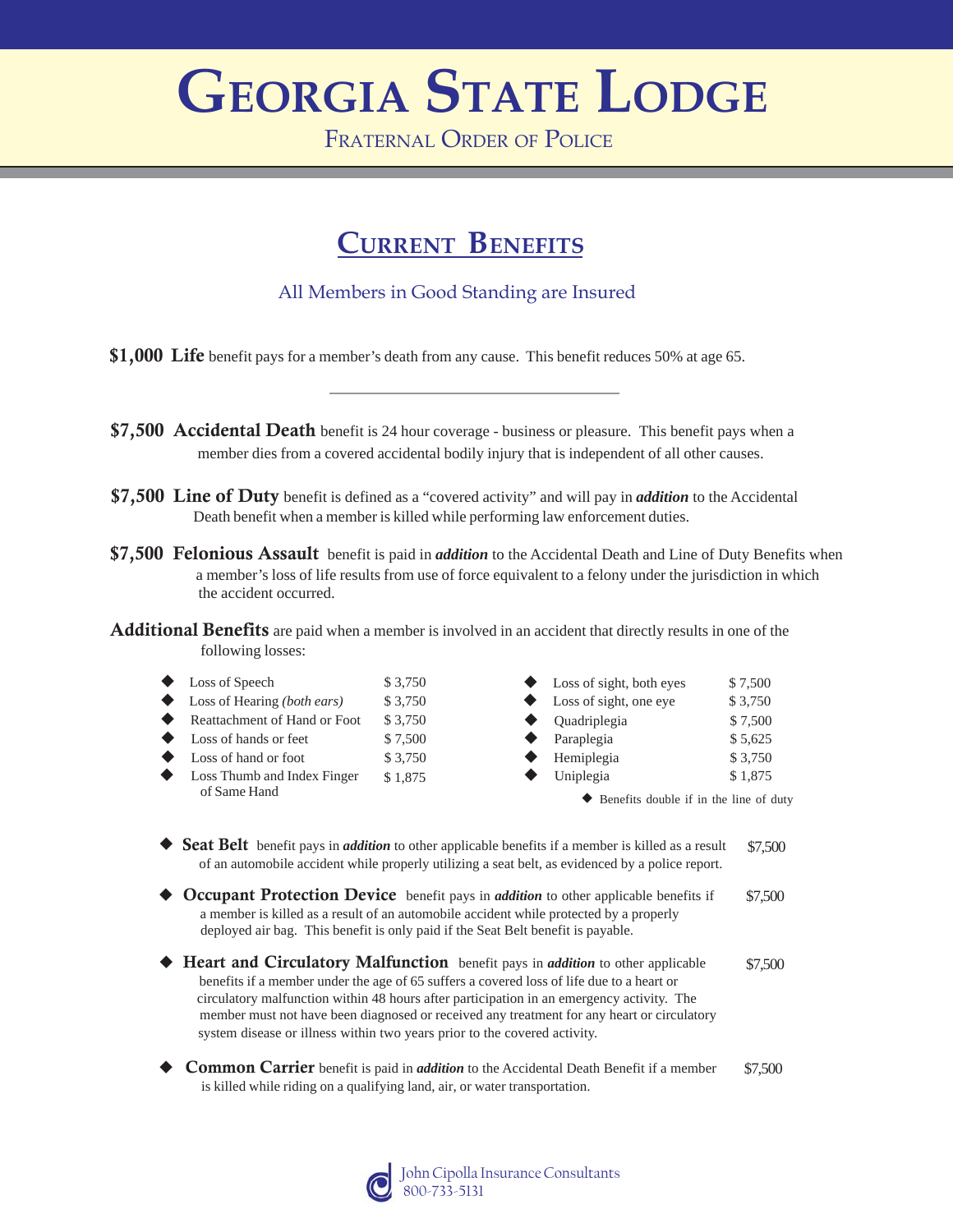# Georgia State Lodge

Fraternal Order of Police

## Current Benefits

All Members in Good Standing are Insured

**$1,000 Life** benefit pays for a member's death from any cause. This benefit reduces 50% at age 65.

---

**$7,500 Accidental Death** benefit is 24 hour coverage - business or pleasure. This benefit pays when a member dies from a covered accidental bodily injury that is independent of all other causes.

**$7,500 Line of Duty** benefit is defined as a "covered activity" and will pay in ***addition*** to the Accidental Death benefit when a member is killed while performing law enforcement duties.

**$7,500 Felonious Assault** benefit is paid in ***addition*** to the Accidental Death and Line of Duty Benefits when a member's loss of life results from use of force equivalent to a felony under the jurisdiction in which the accident occurred.

**Additional Benefits** are paid when a member is involved in an accident that directly results in one of the following losses:

| Loss | Benefit |
|---|---|
| Loss of Speech | $ 3,750 |
| Loss of Hearing *(both ears)* | $ 3,750 |
| Reattachment of Hand or Foot | $ 3,750 |
| Loss of hands or feet | $ 7,500 |
| Loss of hand or foot | $ 3,750 |
| Loss Thumb and Index Finger of Same Hand | $ 1,875 |
| Loss of sight, both eyes | $ 7,500 |
| Loss of sight, one eye | $ 3,750 |
| Quadriplegia | $ 7,500 |
| Paraplegia | $ 5,625 |
| Hemiplegia | $ 3,750 |
| Uniplegia | $ 1,875 |

- Benefits double if in the line of duty

- **Seat Belt** benefit pays in ***addition*** to other applicable benefits if a member is killed as a result of an automobile accident while properly utilizing a seat belt, as evidenced by a police report. — $7,500

- **Occupant Protection Device** benefit pays in ***addition*** to other applicable benefits if a member is killed as a result of an automobile accident while protected by a properly deployed air bag. This benefit is only paid if the Seat Belt benefit is payable. — $7,500

- **Heart and Circulatory Malfunction** benefit pays in ***addition*** to other applicable benefits if a member under the age of 65 suffers a covered loss of life due to a heart or circulatory malfunction within 48 hours after participation in an emergency activity. The member must not have been diagnosed or received any treatment for any heart or circulatory system disease or illness within two years prior to the covered activity. — $7,500

- **Common Carrier** benefit is paid in ***addition*** to the Accidental Death Benefit if a member is killed while riding on a qualifying land, air, or water transportation. — $7,500

John Cipolla Insurance Consultants
800-733-5131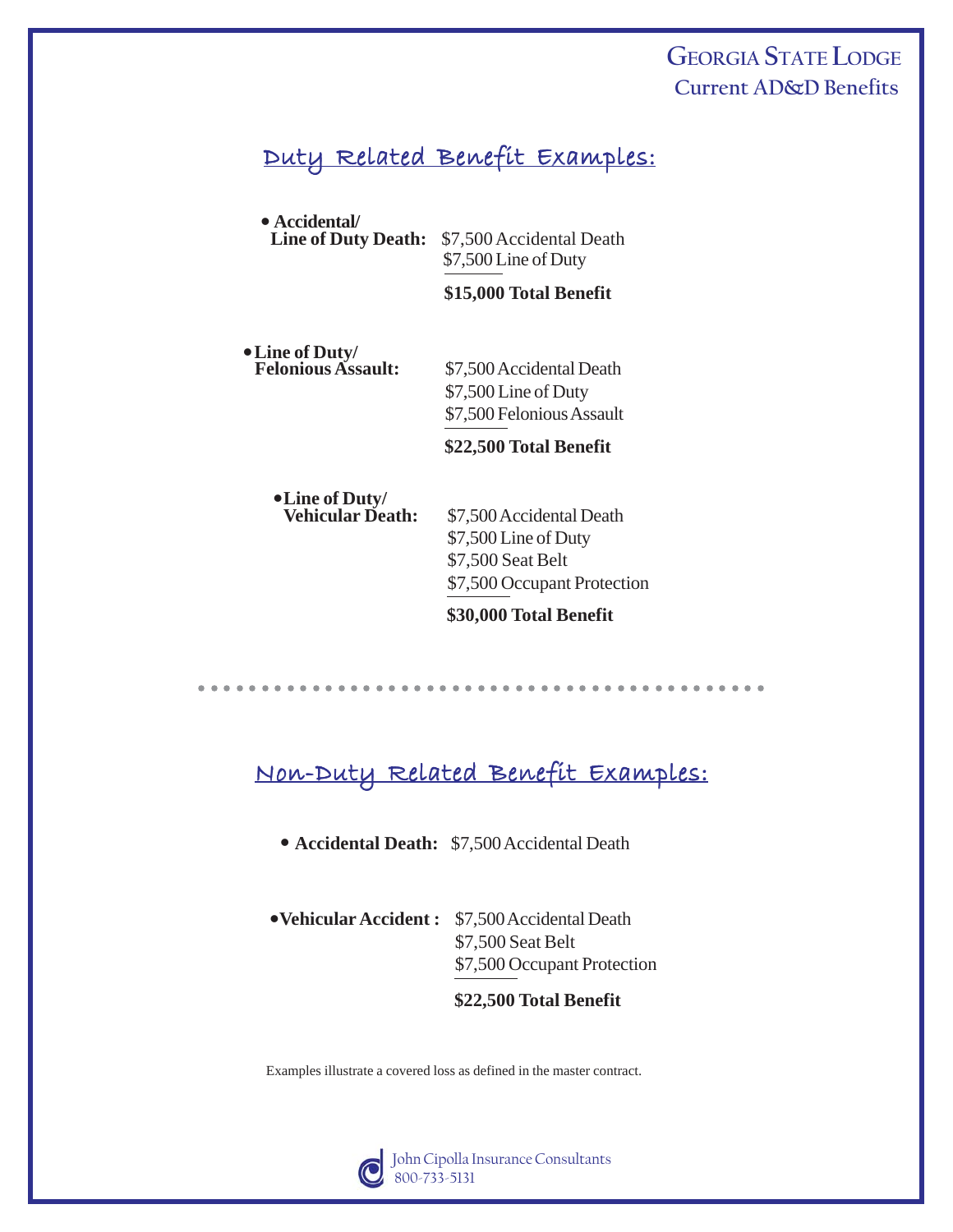# Georgia State Lodge
## Current AD&D Benefits

## Duty Related Benefit Examples:

- **Accidental/ Line of Duty Death:**
  $7,500 Accidental Death
  $7,500 Line of Duty
  **$15,000 Total Benefit**

- **Line of Duty/ Felonious Assault:**
  $7,500 Accidental Death
  $7,500 Line of Duty
  $7,500 Felonious Assault
  **$22,500 Total Benefit**

- **Line of Duty/ Vehicular Death:**
  $7,500 Accidental Death
  $7,500 Line of Duty
  $7,500 Seat Belt
  $7,500 Occupant Protection
  **$30,000 Total Benefit**

## Non-Duty Related Benefit Examples:

- **Accidental Death:** $7,500 Accidental Death

- **Vehicular Accident :**
  $7,500 Accidental Death
  $7,500 Seat Belt
  $7,500 Occupant Protection
  **$22,500 Total Benefit**

Examples illustrate a covered loss as defined in the master contract.

John Cipolla Insurance Consultants
800-733-5131